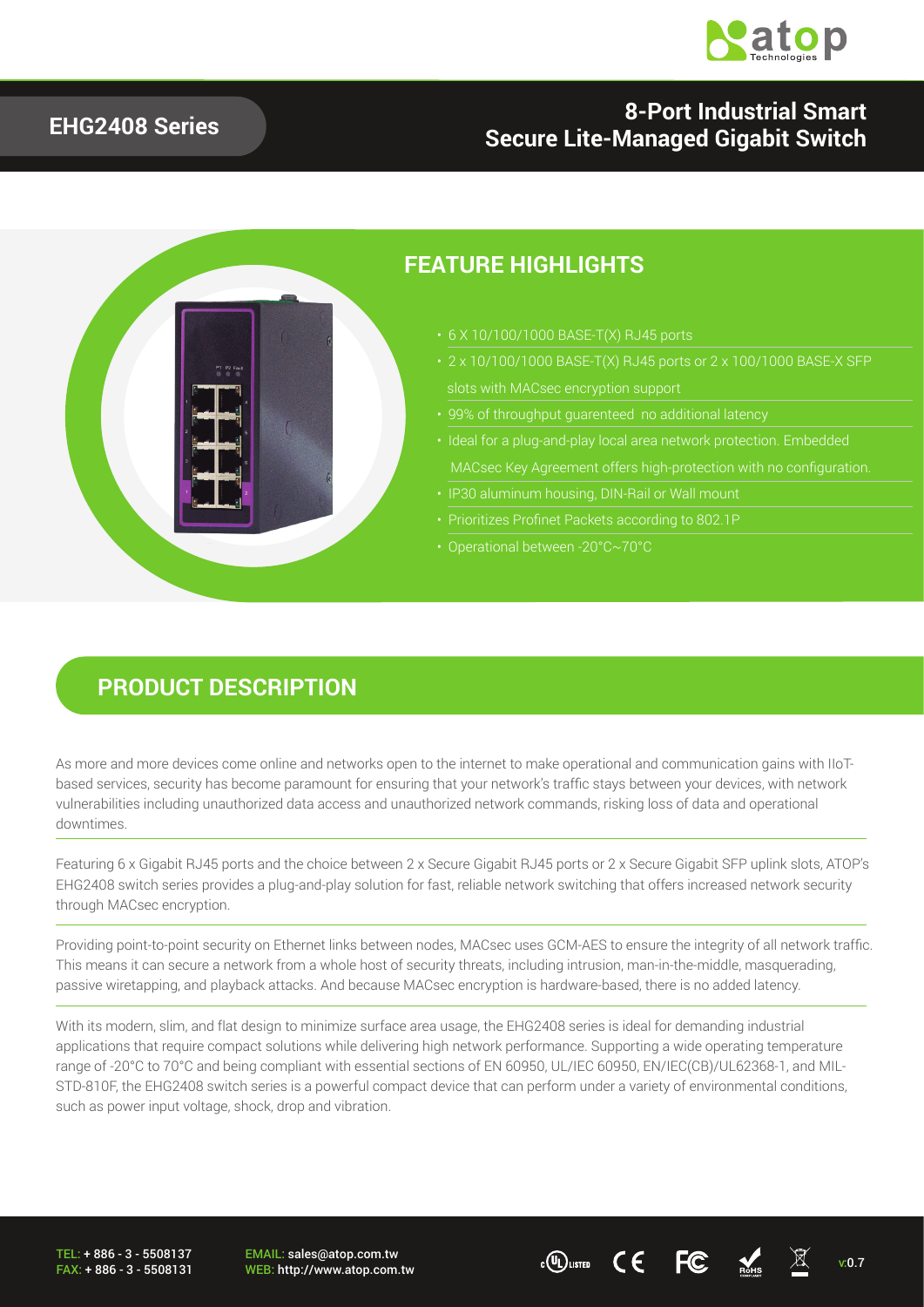# EHG2408 Series

## 8-Port Industrial Smart Secure Lite-Managed Gigabit Switch

## FEATURE HIGHLIGHTS

- 6 X 10/100/1000 BASE-T(X) RJ45 ports
- 2 x 10/100/1000 BASE-T(X) RJ45 ports or 2 x 100/1000 BASE-X SFP slots with MACsec encryption support
- 99% of throughput guarenteed no additional latency
- Ideal for a plug-and-play local area network protection. Embedded MACsec Key Agreement offers high-protection with no configuration.
- IP30 aluminum housing, DIN-Rail or Wall mount
- Prioritizes Profinet Packets according to 802.1P
- Operational between -20°C~70°C

## PRODUCT DESCRIPTION

As more and more devices come online and networks open to the internet to make operational and communication gains with IIoT-based services, security has become paramount for ensuring that your network's traffic stays between your devices, with network vulnerabilities including unauthorized data access and unauthorized network commands, risking loss of data and operational downtimes.

Featuring 6 x Gigabit RJ45 ports and the choice between 2 x Secure Gigabit RJ45 ports or 2 x Secure Gigabit SFP uplink slots, ATOP's EHG2408 switch series provides a plug-and-play solution for fast, reliable network switching that offers increased network security through MACsec encryption.

Providing point-to-point security on Ethernet links between nodes, MACsec uses GCM-AES to ensure the integrity of all network traffic. This means it can secure a network from a whole host of security threats, including intrusion, man-in-the-middle, masquerading, passive wiretapping, and playback attacks. And because MACsec encryption is hardware-based, there is no added latency.

With its modern, slim, and flat design to minimize surface area usage, the EHG2408 series is ideal for demanding industrial applications that require compact solutions while delivering high network performance. Supporting a wide operating temperature range of -20°C to 70°C and being compliant with essential sections of EN 60950, UL/IEC 60950, EN/IEC(CB)/UL62368-1, and MIL-STD-810F, the EHG2408 switch series is a powerful compact device that can perform under a variety of environmental conditions, such as power input voltage, shock, drop and vibration.

TEL: + 886 - 3 - 5508137
FAX: + 886 - 3 - 5508131

EMAIL: sales@atop.com.tw
WEB: http://www.atop.com.tw

v:0.7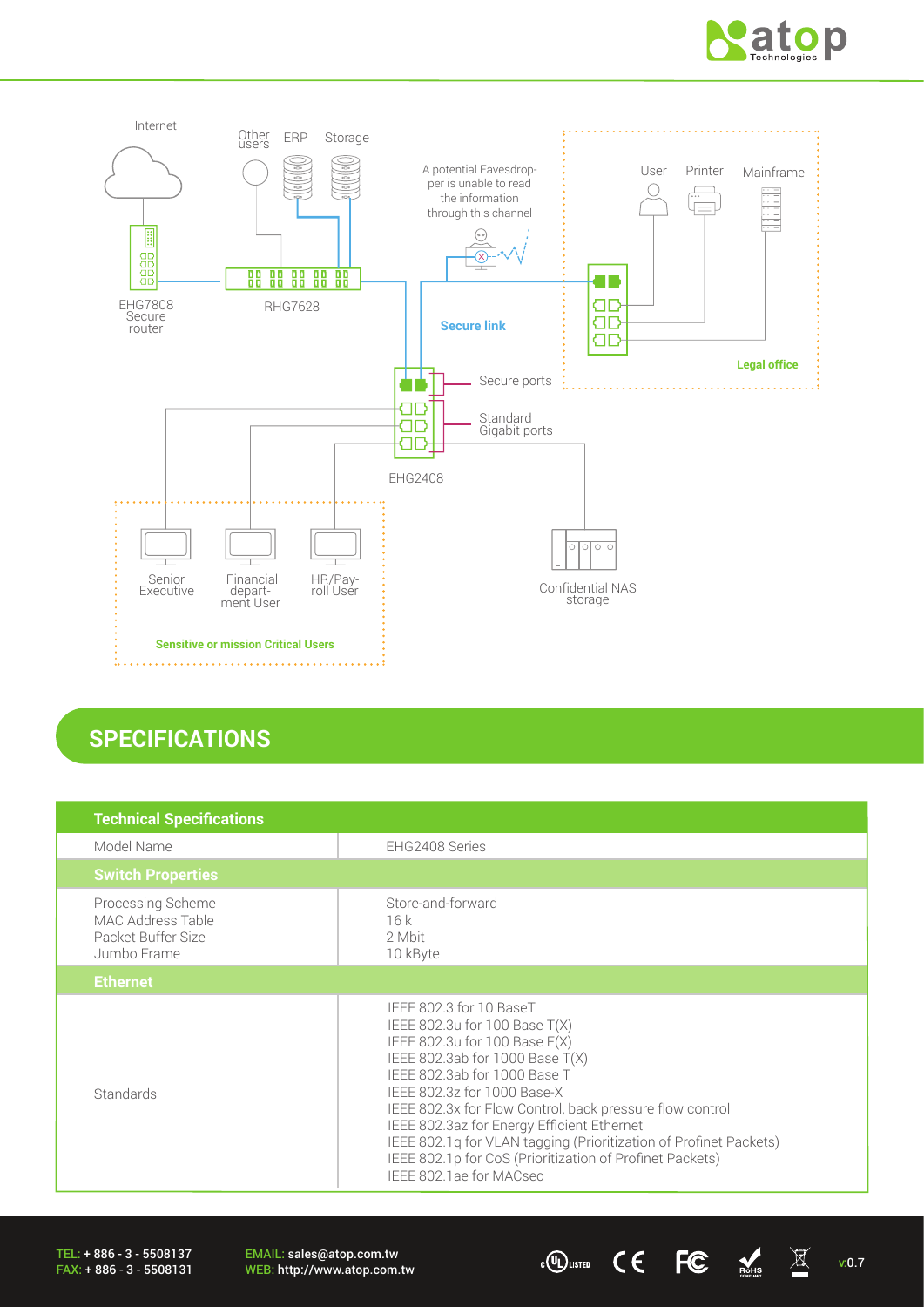Internet

EHG7808
Secure
router

Other
users

ERP

Storage

RHG7628

A potential Eavesdropper is unable to read the information through this channel

Secure link

User

Printer

Mainframe

Legal office

Secure ports

Standard
Gigabit ports

EHG2408

Senior
Executive

Financial
department User

HR/Payroll User

Sensitive or mission Critical Users

Confidential NAS
storage

## SPECIFICATIONS

| Technical Specifications | |
|---|---|
| Model Name | EHG2408 Series |
| **Switch Properties** | |
| Processing Scheme<br>MAC Address Table<br>Packet Buffer Size<br>Jumbo Frame | Store-and-forward<br>16 k<br>2 Mbit<br>10 kByte |
| **Ethernet** | |
| Standards | IEEE 802.3 for 10 BaseT<br>IEEE 802.3u for 100 Base T(X)<br>IEEE 802.3u for 100 Base F(X)<br>IEEE 802.3ab for 1000 Base T(X)<br>IEEE 802.3ab for 1000 Base T<br>IEEE 802.3z for 1000 Base-X<br>IEEE 802.3x for Flow Control, back pressure flow control<br>IEEE 802.3az for Energy Efficient Ethernet<br>IEEE 802.1q for VLAN tagging (Prioritization of Profinet Packets)<br>IEEE 802.1p for CoS (Prioritization of Profinet Packets)<br>IEEE 802.1ae for MACsec |

TEL: + 886 - 3 - 5508137
FAX: + 886 - 3 - 5508131

EMAIL: sales@atop.com.tw
WEB: http://www.atop.com.tw

v:0.7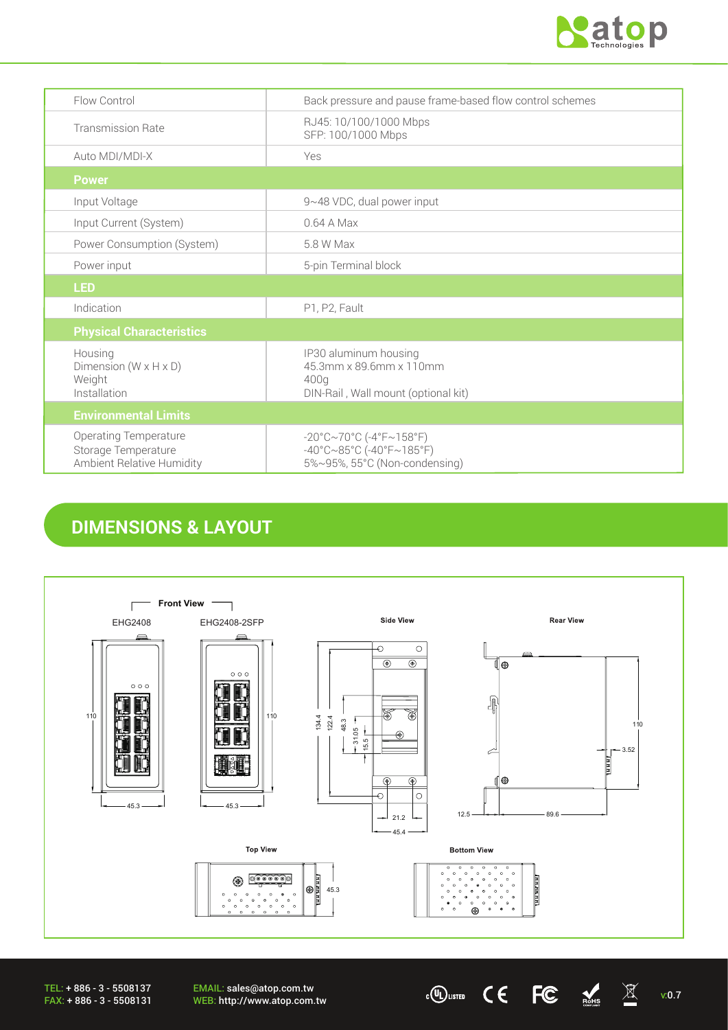| | |
|---|---|
| Flow Control | Back pressure and pause frame-based flow control schemes |
| Transmission Rate | RJ45: 10/100/1000 Mbps<br>SFP: 100/1000 Mbps |
| Auto MDI/MDI-X | Yes |
| **Power** | |
| Input Voltage | 9~48 VDC, dual power input |
| Input Current (System) | 0.64 A Max |
| Power Consumption (System) | 5.8 W Max |
| Power input | 5-pin Terminal block |
| **LED** | |
| Indication | P1, P2, Fault |
| **Physical Characteristics** | |
| Housing<br>Dimension (W x H x D)<br>Weight<br>Installation | IP30 aluminum housing<br>45.3mm x 89.6mm x 110mm<br>400g<br>DIN-Rail , Wall mount (optional kit) |
| **Environmental Limits** | |
| Operating Temperature<br>Storage Temperature<br>Ambient Relative Humidity | -20°C~70°C (-4°F~158°F)<br>-40°C~85°C (-40°F~185°F)<br>5%~95%, 55°C (Non-condensing) |

## DIMENSIONS & LAYOUT

Front View

EHG2408

EHG2408-2SFP

110

45.3

Side View

134.4

122.4

48.3

31.05

15.5

21.2

45.4

Rear View

110

3.52

12.5

89.6

Top View

45.3

Bottom View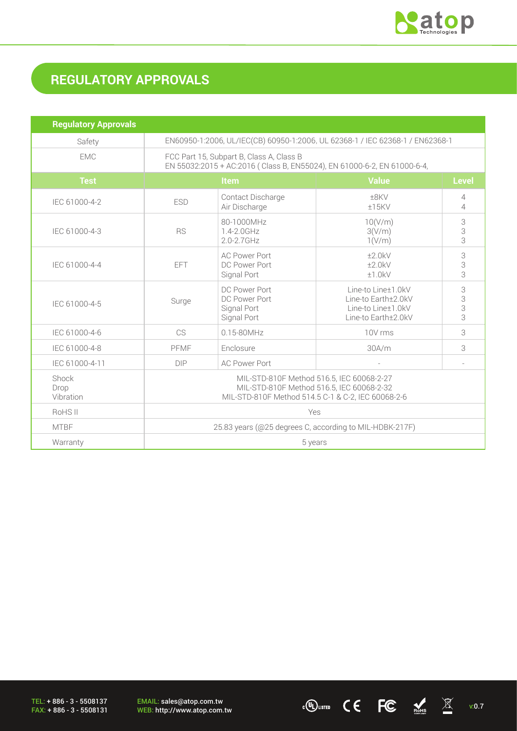# REGULATORY APPROVALS

| Regulatory Approvals | | | | |
|---|---|---|---|---|
| Safety | EN60950-1:2006, UL/IEC(CB) 60950-1:2006, UL 62368-1 / IEC 62368-1 / EN62368-1 | | | |
| EMC | FCC Part 15, Subpart B, Class A, Class B<br>EN 55032:2015 + AC:2016 ( Class B, EN55024), EN 61000-6-2, EN 61000-6-4, | | | |
| **Test** | **Item** | | **Value** | **Level** |
| IEC 61000-4-2 | ESD | Contact Discharge<br>Air Discharge | ±8KV<br>±15KV | 4<br>4 |
| IEC 61000-4-3 | RS | 80-1000MHz<br>1.4-2.0GHz<br>2.0-2.7GHz | 10(V/m)<br>3(V/m)<br>1(V/m) | 3<br>3<br>3 |
| IEC 61000-4-4 | EFT | AC Power Port<br>DC Power Port<br>Signal Port | ±2.0kV<br>±2.0kV<br>±1.0kV | 3<br>3<br>3 |
| IEC 61000-4-5 | Surge | DC Power Port<br>DC Power Port<br>Signal Port<br>Signal Port | Line-to Line±1.0kV<br>Line-to Earth±2.0kV<br>Line-to Line±1.0kV<br>Line-to Earth±2.0kV | 3<br>3<br>3<br>3 |
| IEC 61000-4-6 | CS | 0.15-80MHz | 10V rms | 3 |
| IEC 61000-4-8 | PFMF | Enclosure | 30A/m | 3 |
| IEC 61000-4-11 | DIP | AC Power Port | - | - |
| Shock<br>Drop<br>Vibration | MIL-STD-810F Method 516.5, IEC 60068-2-27<br>MIL-STD-810F Method 516.5, IEC 60068-2-32<br>MIL-STD-810F Method 514.5 C-1 & C-2, IEC 60068-2-6 | | | |
| RoHS II | Yes | | | |
| MTBF | 25.83 years (@25 degrees C, according to MIL-HDBK-217F) | | | |
| Warranty | 5 years | | | |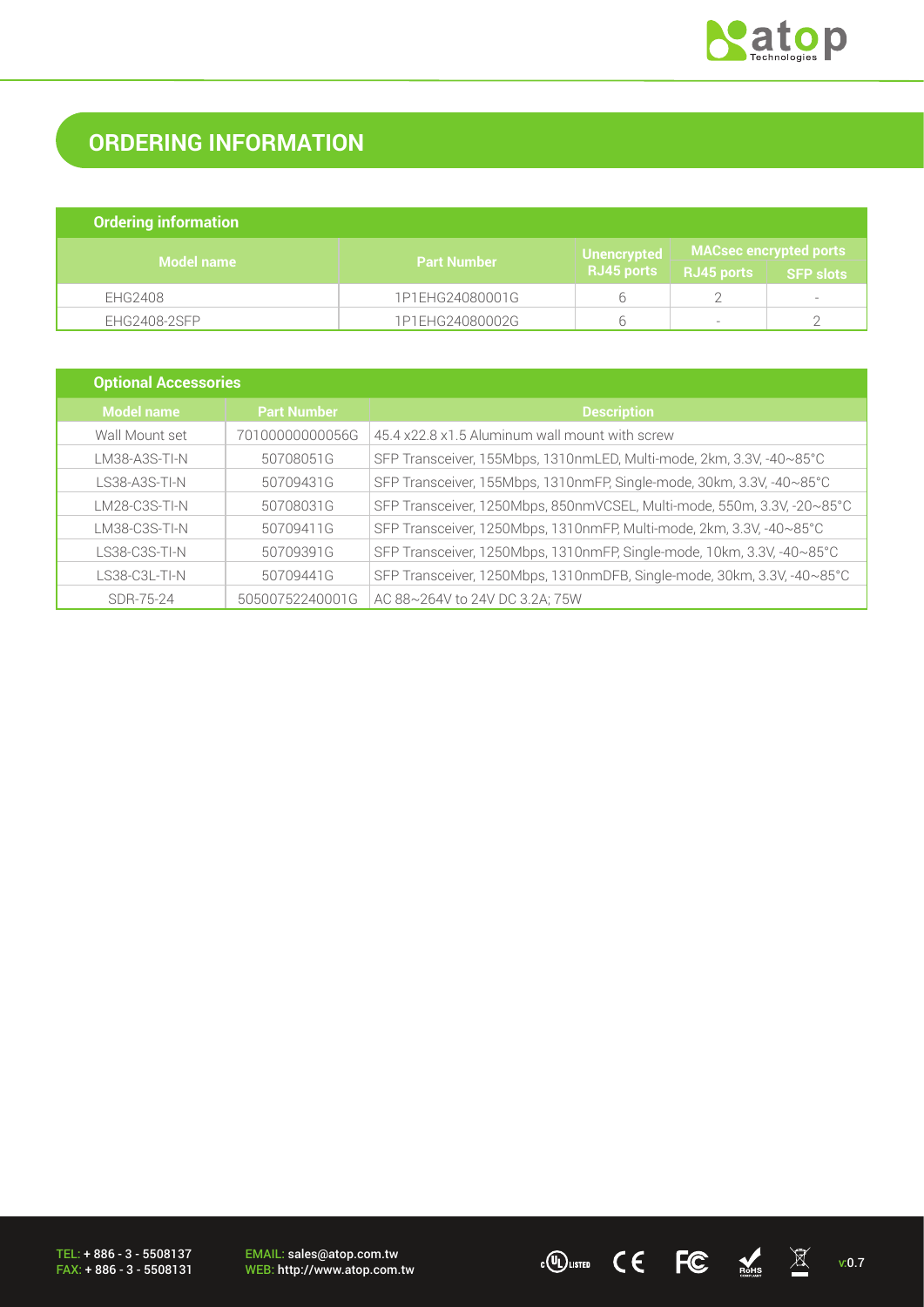# ORDERING INFORMATION

## Ordering information

| Model name | Part Number | Unencrypted RJ45 ports | MACsec encrypted ports | |
|---|---|---|---|---|
| | | | RJ45 ports | SFP slots |
| EHG2408 | 1P1EHG24080001G | 6 | 2 | - |
| EHG2408-2SFP | 1P1EHG24080002G | 6 | - | 2 |

## Optional Accessories

| Model name | Part Number | Description |
|---|---|---|
| Wall Mount set | 70100000000056G | 45.4 x22.8 x1.5 Aluminum wall mount with screw |
| LM38-A3S-TI-N | 50708051G | SFP Transceiver, 155Mbps, 1310nmLED, Multi-mode, 2km, 3.3V, -40~85°C |
| LS38-A3S-TI-N | 50709431G | SFP Transceiver, 155Mbps, 1310nmFP, Single-mode, 30km, 3.3V, -40~85°C |
| LM28-C3S-TI-N | 50708031G | SFP Transceiver, 1250Mbps, 850nmVCSEL, Multi-mode, 550m, 3.3V, -20~85°C |
| LM38-C3S-TI-N | 50709411G | SFP Transceiver, 1250Mbps, 1310nmFP, Multi-mode, 2km, 3.3V, -40~85°C |
| LS38-C3S-TI-N | 50709391G | SFP Transceiver, 1250Mbps, 1310nmFP, Single-mode, 10km, 3.3V, -40~85°C |
| LS38-C3L-TI-N | 50709441G | SFP Transceiver, 1250Mbps, 1310nmDFB, Single-mode, 30km, 3.3V, -40~85°C |
| SDR-75-24 | 50500752240001G | AC 88~264V to 24V DC 3.2A; 75W |